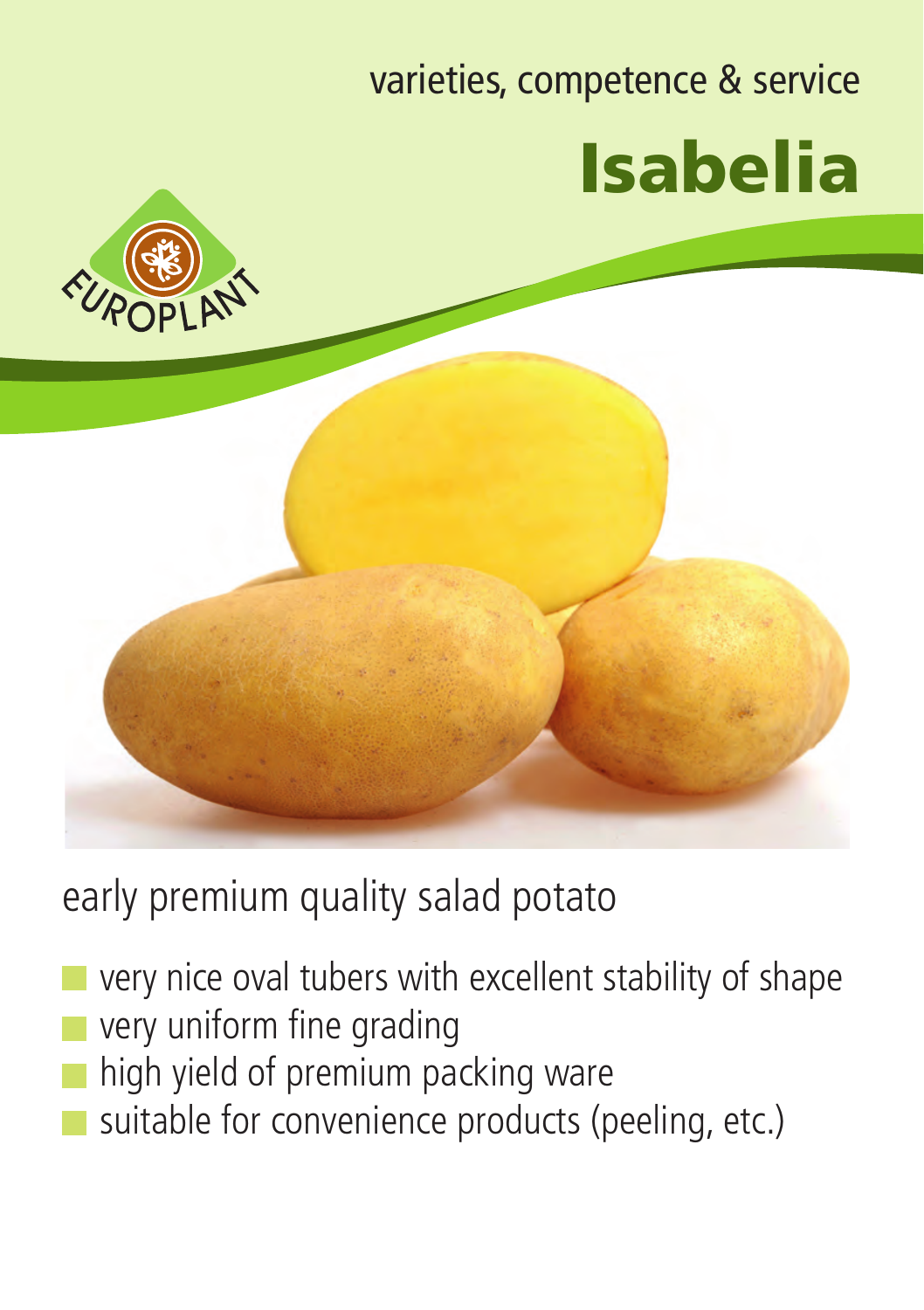varieties, competence & service

# Isabelia

EUROPLANT

## early premium quality salad potato

- very nice oval tubers with excellent stability of shape
- very uniform fine grading
- high yield of premium packing ware
- suitable for convenience products (peeling, etc.)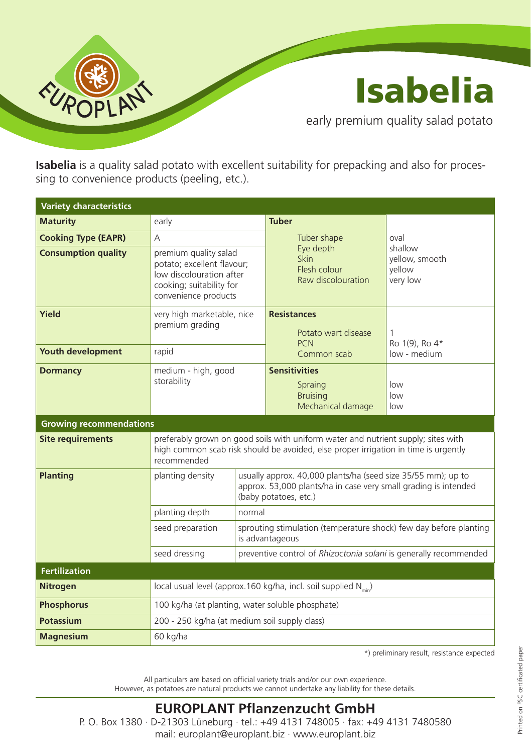EUROPLANT

# Isabelia

early premium quality salad potato

**Isabelia** is a quality salad potato with excellent suitability for prepacking and also for processing to convenience products (peeling, etc.).

| Variety characteristics | | | |
|---|---|---|---|
| **Maturity** | early | **Tuber** | |
| **Cooking Type (EAPR)** | A | Tuber shape | oval |
| **Consumption quality** | premium quality salad potato; excellent flavour; low discolouration after cooking; suitability for convenience products | Eye depth<br>Skin<br>Flesh colour<br>Raw discolouration | shallow<br>yellow, smooth<br>yellow<br>very low |
| **Yield** | very high marketable, nice premium grading | **Resistances**<br>Potato wart disease<br>PCN | <br>1<br>Ro 1(9), Ro 4* |
| **Youth development** | rapid | Common scab | low - medium |
| **Dormancy** | medium - high, good storability | **Sensitivities**<br>Spraing<br>Bruising<br>Mechanical damage | <br>low<br>low<br>low |

| Growing recommendations | | |
|---|---|---|
| **Site requirements** | preferably grown on good soils with uniform water and nutrient supply; sites with high common scab risk should be avoided, else proper irrigation in time is urgently recommended | |
| **Planting** | planting density | usually approx. 40,000 plants/ha (seed size 35/55 mm); up to approx. 53,000 plants/ha in case very small grading is intended (baby potatoes, etc.) |
| | planting depth | normal |
| | seed preparation | sprouting stimulation (temperature shock) few day before planting is advantageous |
| | seed dressing | preventive control of *Rhizoctonia solani* is generally recommended |

| Fertilization | |
|---|---|
| **Nitrogen** | local usual level (approx.160 kg/ha, incl. soil supplied $N_{min}$) |
| **Phosphorus** | 100 kg/ha (at planting, water soluble phosphate) |
| **Potassium** | 200 - 250 kg/ha (at medium soil supply class) |
| **Magnesium** | 60 kg/ha |

*) preliminary result, resistance expected

All particulars are based on official variety trials and/or our own experience.
However, as potatoes are natural products we cannot undertake any liability for these details.

**EUROPLANT Pflanzenzucht GmbH**
P. O. Box 1380 · D-21303 Lüneburg · tel.: +49 4131 748005 · fax: +49 4131 7480580
mail: europlant@europlant.biz · www.europlant.biz

Printed on FSC certificated paper